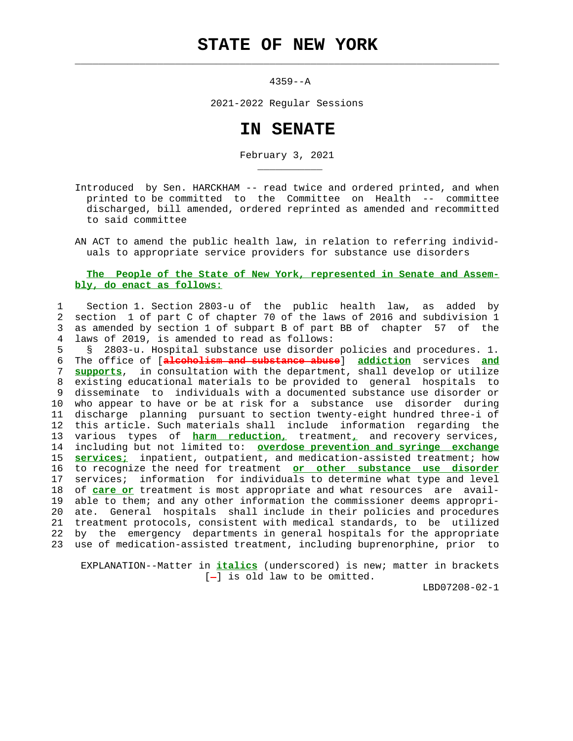# STATE OF NEW YORK

4359--A

2021-2022 Regular Sessions

# IN SENATE

February 3, 2021

Introduced by Sen. HARCKHAM -- read twice and ordered printed, and when printed to be committed to the Committee on Health -- committee discharged, bill amended, ordered reprinted as amended and recommitted to said committee

AN ACT to amend the public health law, in relation to referring individuals to appropriate service providers for substance use disorders

**The People of the State of New York, represented in Senate and Assembly, do enact as follows:**

Section 1. Section 2803-u of the public health law, as added by section 1 of part C of chapter 70 of the laws of 2016 and subdivision 1 as amended by section 1 of subpart B of part BB of chapter 57 of the laws of 2019, is amended to read as follows:

§ 2803-u. Hospital substance use disorder policies and procedures. 1. The office of [~~alcoholism and substance abuse~~] **addiction** services **and supports**, in consultation with the department, shall develop or utilize existing educational materials to be provided to general hospitals to disseminate to individuals with a documented substance use disorder or who appear to have or be at risk for a substance use disorder during discharge planning pursuant to section twenty-eight hundred three-i of this article. Such materials shall include information regarding the various types of **harm reduction,** treatment**,** and recovery services, including but not limited to: **overdose prevention and syringe exchange services;** inpatient, outpatient, and medication-assisted treatment; how to recognize the need for treatment **or other substance use disorder** services; information for individuals to determine what type and level of **care or** treatment is most appropriate and what resources are available to them; and any other information the commissioner deems appropriate. General hospitals shall include in their policies and procedures treatment protocols, consistent with medical standards, to be utilized by the emergency departments in general hospitals for the appropriate use of medication-assisted treatment, including buprenorphine, prior to

EXPLANATION--Matter in ***italics*** (underscored) is new; matter in brackets [~~-~~] is old law to be omitted.

LBD07208-02-1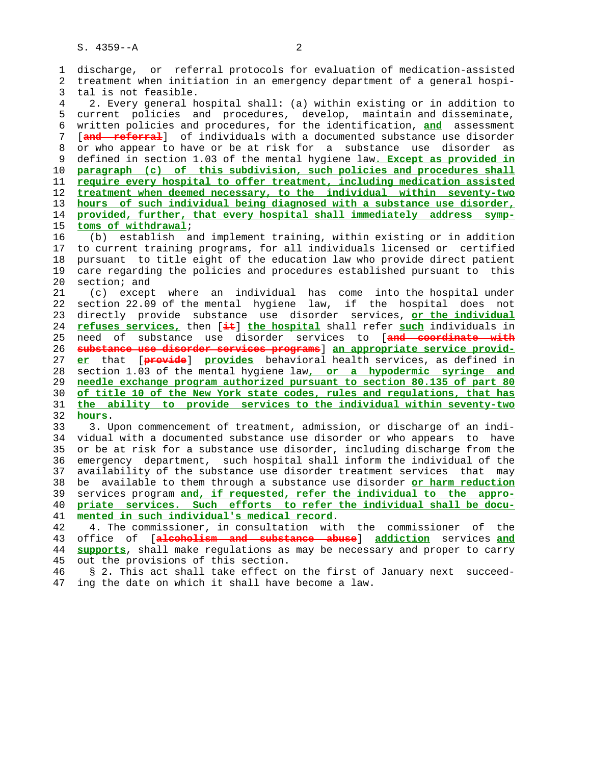discharge, or referral protocols for evaluation of medication-assisted treatment when initiation in an emergency department of a general hospital is not feasible.

2. Every general hospital shall: (a) within existing or in addition to current policies and procedures, develop, maintain and disseminate, written policies and procedures, for the identification, **and** assessment [~~and referral~~] of individuals with a documented substance use disorder or who appear to have or be at risk for a substance use disorder as defined in section 1.03 of the mental hygiene law**. Except as provided in paragraph (c) of this subdivision, such policies and procedures shall require every hospital to offer treatment, including medication assisted treatment when deemed necessary, to the individual within seventy-two hours of such individual being diagnosed with a substance use disorder, provided, further, that every hospital shall immediately address symptoms of withdrawal**;

(b) establish and implement training, within existing or in addition to current training programs, for all individuals licensed or certified pursuant to title eight of the education law who provide direct patient care regarding the policies and procedures established pursuant to this section; and

(c) except where an individual has come into the hospital under section 22.09 of the mental hygiene law, if the hospital does not directly provide substance use disorder services, **or the individual refuses services,** then [~~it~~] **the hospital** shall refer **such** individuals in need of substance use disorder services to [~~and coordinate with substance use disorder services programs~~] **an appropriate service provider** that [~~provide~~] **provides** behavioral health services, as defined in section 1.03 of the mental hygiene law**, or a hypodermic syringe and needle exchange program authorized pursuant to section 80.135 of part 80 of title 10 of the New York state codes, rules and regulations, that has the ability to provide services to the individual within seventy-two hours**.

3. Upon commencement of treatment, admission, or discharge of an individual with a documented substance use disorder or who appears to have or be at risk for a substance use disorder, including discharge from the emergency department, such hospital shall inform the individual of the availability of the substance use disorder treatment services that may be available to them through a substance use disorder **or harm reduction** services program **and, if requested, refer the individual to the appropriate services. Such efforts to refer the individual shall be documented in such individual's medical record**.

4. The commissioner, in consultation with the commissioner of the office of [~~alcoholism and substance abuse~~] **addiction** services **and supports**, shall make regulations as may be necessary and proper to carry out the provisions of this section.

§ 2. This act shall take effect on the first of January next succeeding the date on which it shall have become a law.